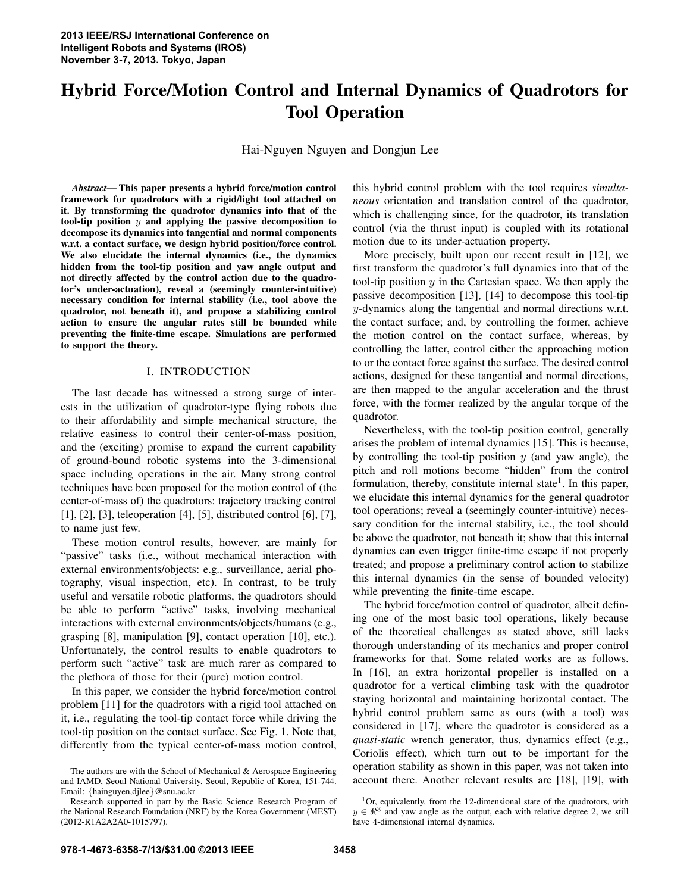# Hybrid Force/Motion Control and Internal Dynamics of Quadrotors for Tool Operation

Hai-Nguyen Nguyen and Dongjun Lee

***Abstract*— This paper presents a hybrid force/motion control framework for quadrotors with a rigid/light tool attached on it. By transforming the quadrotor dynamics into that of the tool-tip position $y$ and applying the passive decomposition to decompose its dynamics into tangential and normal components w.r.t. a contact surface, we design hybrid position/force control. We also elucidate the internal dynamics (i.e., the dynamics hidden from the tool-tip position and yaw angle output and not directly affected by the control action due to the quadrotor's under-actuation), reveal a (seemingly counter-intuitive) necessary condition for internal stability (i.e., tool above the quadrotor, not beneath it), and propose a stabilizing control action to ensure the angular rates still be bounded while preventing the finite-time escape. Simulations are performed to support the theory.**

## I. INTRODUCTION

The last decade has witnessed a strong surge of interests in the utilization of quadrotor-type flying robots due to their affordability and simple mechanical structure, the relative easiness to control their center-of-mass position, and the (exciting) promise to expand the current capability of ground-bound robotic systems into the 3-dimensional space including operations in the air. Many strong control techniques have been proposed for the motion control of (the center-of-mass of) the quadrotors: trajectory tracking control [1], [2], [3], teleoperation [4], [5], distributed control [6], [7], to name just few.

These motion control results, however, are mainly for "passive" tasks (i.e., without mechanical interaction with external environments/objects: e.g., surveillance, aerial photography, visual inspection, etc). In contrast, to be truly useful and versatile robotic platforms, the quadrotors should be able to perform "active" tasks, involving mechanical interactions with external environments/objects/humans (e.g., grasping [8], manipulation [9], contact operation [10], etc.). Unfortunately, the control results to enable quadrotors to perform such "active" task are much rarer as compared to the plethora of those for their (pure) motion control.

In this paper, we consider the hybrid force/motion control problem [11] for the quadrotors with a rigid tool attached on it, i.e., regulating the tool-tip contact force while driving the tool-tip position on the contact surface. See Fig. 1. Note that, differently from the typical center-of-mass motion control, this hybrid control problem with the tool requires *simultaneous* orientation and translation control of the quadrotor, which is challenging since, for the quadrotor, its translation control (via the thrust input) is coupled with its rotational motion due to its under-actuation property.

More precisely, built upon our recent result in [12], we first transform the quadrotor's full dynamics into that of the tool-tip position $y$ in the Cartesian space. We then apply the passive decomposition [13], [14] to decompose this tool-tip $y$-dynamics along the tangential and normal directions w.r.t. the contact surface; and, by controlling the former, achieve the motion control on the contact surface, whereas, by controlling the latter, control either the approaching motion to or the contact force against the surface. The desired control actions, designed for these tangential and normal directions, are then mapped to the angular acceleration and the thrust force, with the former realized by the angular torque of the quadrotor.

Nevertheless, with the tool-tip position control, generally arises the problem of internal dynamics [15]. This is because, by controlling the tool-tip position $y$ (and yaw angle), the pitch and roll motions become "hidden" from the control formulation, thereby, constitute internal state[1]. In this paper, we elucidate this internal dynamics for the general quadrotor tool operations; reveal a (seemingly counter-intuitive) necessary condition for the internal stability, i.e., the tool should be above the quadrotor, not beneath it; show that this internal dynamics can even trigger finite-time escape if not properly treated; and propose a preliminary control action to stabilize this internal dynamics (in the sense of bounded velocity) while preventing the finite-time escape.

The hybrid force/motion control of quadrotor, albeit defining one of the most basic tool operations, likely because of the theoretical challenges as stated above, still lacks thorough understanding of its mechanics and proper control frameworks for that. Some related works are as follows. In [16], an extra horizontal propeller is installed on a quadrotor for a vertical climbing task with the quadrotor staying horizontal and maintaining horizontal contact. The hybrid control problem same as ours (with a tool) was considered in [17], where the quadrotor is considered as a *quasi-static* wrench generator, thus, dynamics effect (e.g., Coriolis effect), which turn out to be important for the operation stability as shown in this paper, was not taken into account there. Another relevant results are [18], [19], with

The authors are with the School of Mechanical & Aerospace Engineering and IAMD, Seoul National University, Seoul, Republic of Korea, 151-744. Email: {hainguyen,djlee}@snu.ac.kr

Research supported in part by the Basic Science Research Program of the National Research Foundation (NRF) by the Korea Government (MEST) (2012-R1A2A2A0-1015797).

[1] Or, equivalently, from the 12-dimensional state of the quadrotors, with $y \in \Re^3$ and yaw angle as the output, each with relative degree 2, we still have 4-dimensional internal dynamics.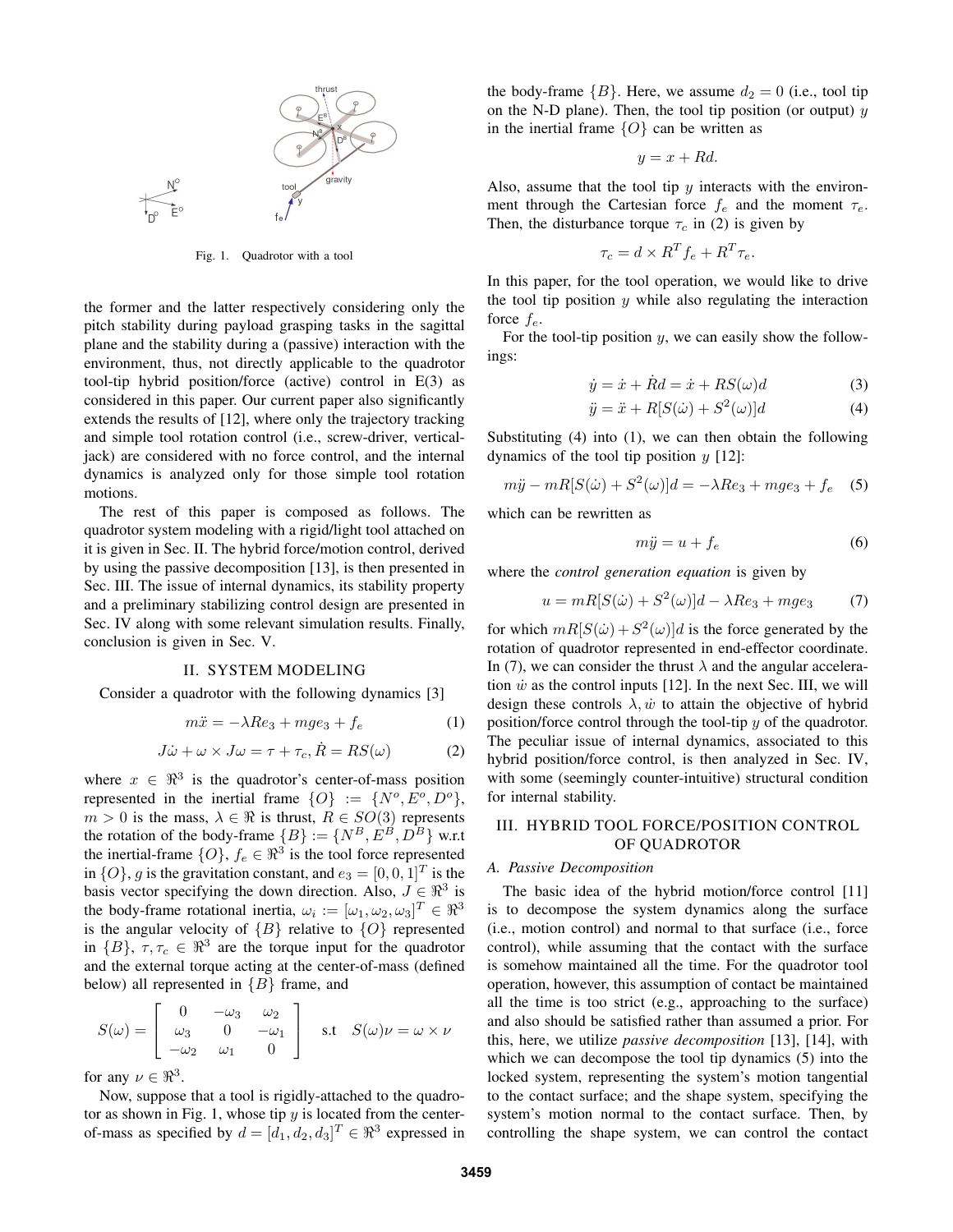Fig. 1. Quadrotor with a tool

the former and the latter respectively considering only the pitch stability during payload grasping tasks in the sagittal plane and the stability during a (passive) interaction with the environment, thus, not directly applicable to the quadrotor tool-tip hybrid position/force (active) control in E(3) as considered in this paper. Our current paper also significantly extends the results of [12], where only the trajectory tracking and simple tool rotation control (i.e., screw-driver, vertical-jack) are considered with no force control, and the internal dynamics is analyzed only for those simple tool rotation motions.

The rest of this paper is composed as follows. The quadrotor system modeling with a rigid/light tool attached on it is given in Sec. II. The hybrid force/motion control, derived by using the passive decomposition [13], is then presented in Sec. III. The issue of internal dynamics, its stability property and a preliminary stabilizing control design are presented in Sec. IV along with some relevant simulation results. Finally, conclusion is given in Sec. V.

## II. SYSTEM MODELING

Consider a quadrotor with the following dynamics [3]

$$m\ddot{x} = -\lambda R e_3 + mge_3 + f_e \tag{1}$$

$$J\dot{\omega} + \omega \times J\omega = \tau + \tau_c, \dot{R} = RS(\omega) \tag{2}$$

where $x \in \Re^3$ is the quadrotor's center-of-mass position represented in the inertial frame $\{O\} := \{N^o, E^o, D^o\}$, $m > 0$ is the mass, $\lambda \in \Re$ is thrust, $R \in SO(3)$ represents the rotation of the body-frame $\{B\} := \{N^B, E^B, D^B\}$ w.r.t the inertial-frame $\{O\}$, $f_e \in \Re^3$ is the tool force represented in $\{O\}$, $g$ is the gravitation constant, and $e_3 = [0, 0, 1]^T$ is the basis vector specifying the down direction. Also, $J \in \Re^3$ is the body-frame rotational inertia, $\omega_i := [\omega_1, \omega_2, \omega_3]^T \in \Re^3$ is the angular velocity of $\{B\}$ relative to $\{O\}$ represented in $\{B\}$, $\tau, \tau_c \in \Re^3$ are the torque input for the quadrotor and the external torque acting at the center-of-mass (defined below) all represented in $\{B\}$ frame, and

$$S(\omega) = \begin{bmatrix} 0 & -\omega_3 & \omega_2 \\ \omega_3 & 0 & -\omega_1 \\ -\omega_2 & \omega_1 & 0 \end{bmatrix} \quad \text{s.t} \quad S(\omega)\nu = \omega \times \nu$$

for any $\nu \in \Re^3$.

Now, suppose that a tool is rigidly-attached to the quadrotor as shown in Fig. 1, whose tip $y$ is located from the center-of-mass as specified by $d = [d_1, d_2, d_3]^T \in \Re^3$ expressed in the body-frame $\{B\}$. Here, we assume $d_2 = 0$ (i.e., tool tip on the N-D plane). Then, the tool tip position (or output) $y$ in the inertial frame $\{O\}$ can be written as

$$y = x + Rd.$$

Also, assume that the tool tip $y$ interacts with the environment through the Cartesian force $f_e$ and the moment $\tau_e$. Then, the disturbance torque $\tau_c$ in (2) is given by

$$\tau_c = d \times R^T f_e + R^T \tau_e.$$

In this paper, for the tool operation, we would like to drive the tool tip position $y$ while also regulating the interaction force $f_e$.

For the tool-tip position $y$, we can easily show the followings:

$$\dot{y} = \dot{x} + \dot{R}d = \dot{x} + RS(\omega)d \tag{3}$$

$$\ddot{y} = \ddot{x} + R[S(\dot{\omega}) + S^2(\omega)]d \tag{4}$$

Substituting (4) into (1), we can then obtain the following dynamics of the tool tip position $y$ [12]:

$$m\ddot{y} - mR[S(\dot{\omega}) + S^2(\omega)]d = -\lambda R e_3 + mge_3 + f_e \tag{5}$$

which can be rewritten as

$$m\ddot{y} = u + f_e \tag{6}$$

where the *control generation equation* is given by

$$u = mR[S(\dot{\omega}) + S^2(\omega)]d - \lambda R e_3 + mge_3 \tag{7}$$

for which $mR[S(\dot{\omega}) + S^2(\omega)]d$ is the force generated by the rotation of quadrotor represented in end-effector coordinate. In (7), we can consider the thrust $\lambda$ and the angular acceleration $\dot{w}$ as the control inputs [12]. In the next Sec. III, we will design these controls $\lambda, \dot{w}$ to attain the objective of hybrid position/force control through the tool-tip $y$ of the quadrotor. The peculiar issue of internal dynamics, associated to this hybrid position/force control, is then analyzed in Sec. IV, with some (seemingly counter-intuitive) structural condition for internal stability.

## III. HYBRID TOOL FORCE/POSITION CONTROL OF QUADROTOR

### A. Passive Decomposition

The basic idea of the hybrid motion/force control [11] is to decompose the system dynamics along the surface (i.e., motion control) and normal to that surface (i.e., force control), while assuming that the contact with the surface is somehow maintained all the time. For the quadrotor tool operation, however, this assumption of contact be maintained all the time is too strict (e.g., approaching to the surface) and also should be satisfied rather than assumed a prior. For this, here, we utilize *passive decomposition* [13], [14], with which we can decompose the tool tip dynamics (5) into the locked system, representing the system's motion tangential to the contact surface; and the shape system, specifying the system's motion normal to the contact surface. Then, by controlling the shape system, we can control the contact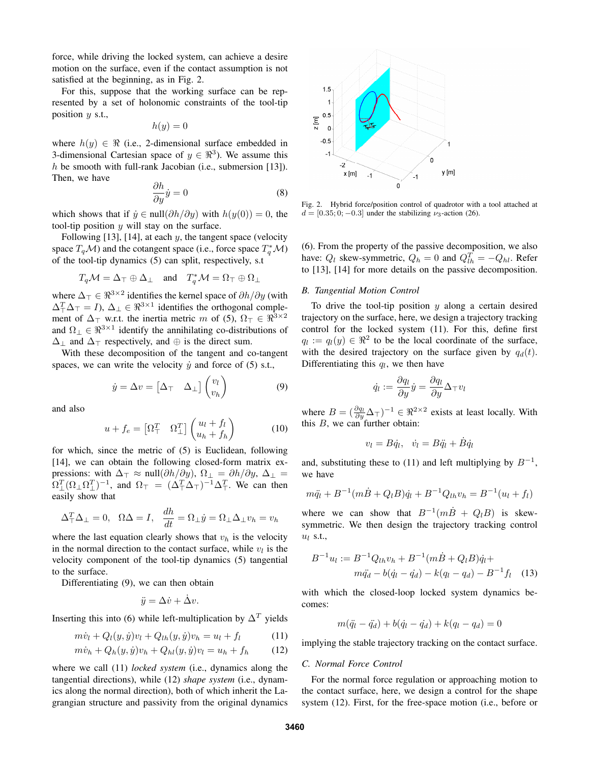force, while driving the locked system, can achieve a desire motion on the surface, even if the contact assumption is not satisfied at the beginning, as in Fig. 2.

For this, suppose that the working surface can be represented by a set of holonomic constraints of the tool-tip position $y$ s.t.,

$$h(y) = 0$$

where $h(y) \in \Re$ (i.e., 2-dimensional surface embedded in 3-dimensional Cartesian space of $y \in \Re^3$). We assume this $h$ be smooth with full-rank Jacobian (i.e., submersion [13]). Then, we have

$$\frac{\partial h}{\partial y}\dot{y} = 0 \tag{8}$$

which shows that if $\dot{y} \in \text{null}(\partial h/\partial y)$ with $h(y(0)) = 0$, the tool-tip position $y$ will stay on the surface.

Following [13], [14], at each $y$, the tangent space (velocity space $T_q\mathcal{M}$) and the cotangent space (i.e., force space $T_q^*\mathcal{M}$) of the tool-tip dynamics (5) can split, respectively, s.t

$$T_q\mathcal{M} = \Delta_\top \oplus \Delta_\perp \quad \text{and} \quad T_q^*\mathcal{M} = \Omega_\top \oplus \Omega_\perp$$

where $\Delta_\top \in \Re^{3\times 2}$ identifies the kernel space of $\partial h/\partial y$ (with $\Delta_\top^T\Delta_\top = I$), $\Delta_\perp \in \Re^{3\times 1}$ identifies the orthogonal complement of $\Delta_\top$ w.r.t. the inertia metric $m$ of (5), $\Omega_\top \in \Re^{3\times 2}$ and $\Omega_\perp \in \Re^{3\times 1}$ identify the annihilating co-distributions of $\Delta_\perp$ and $\Delta_\top$ respectively, and $\oplus$ is the direct sum.

With these decomposition of the tangent and co-tangent spaces, we can write the velocity $\dot{y}$ and force of (5) s.t.,

$$\dot{y} = \Delta v = \begin{bmatrix}\Delta_\top & \Delta_\perp\end{bmatrix}\begin{pmatrix} v_l \\ v_h \end{pmatrix} \tag{9}$$

and also

$$u + f_e = \begin{bmatrix}\Omega_\top^T & \Omega_\perp^T\end{bmatrix}\begin{pmatrix} u_l + f_l \\ u_h + f_h \end{pmatrix} \tag{10}$$

for which, since the metric of (5) is Euclidean, following [14], we can obtain the following closed-form matrix expressions: with $\Delta_\top \approx \text{null}(\partial h/\partial y)$, $\Omega_\perp = \partial h/\partial y$, $\Delta_\perp = \Omega_\perp^T(\Omega_\perp\Omega_\perp^T)^{-1}$, and $\Omega_\top = (\Delta_\top^T\Delta_\top)^{-1}\Delta_\top^T$. We can then easily show that

$$\Delta_\top^T\Delta_\perp = 0, \quad \Omega\Delta = I, \quad \frac{dh}{dt} = \Omega_\perp\dot{y} = \Omega_\perp\Delta_\perp v_h = v_h$$

where the last equation clearly shows that $v_h$ is the velocity in the normal direction to the contact surface, while $v_l$ is the velocity component of the tool-tip dynamics (5) tangential to the surface.

Differentiating (9), we can then obtain

$$\ddot{y} = \Delta\dot{v} + \dot{\Delta}v.$$

Inserting this into (6) while left-multiplication by $\Delta^T$ yields

$$m\dot{v}_l + Q_l(y,\dot{y})v_l + Q_{lh}(y,\dot{y})v_h = u_l + f_l \tag{11}$$

$$m\dot{v}_h + Q_h(y,\dot{y})v_h + Q_{hl}(y,\dot{y})v_l = u_h + f_h \tag{12}$$

where we call (11) *locked system* (i.e., dynamics along the tangential directions), while (12) *shape system* (i.e., dynamics along the normal direction), both of which inherit the Lagrangian structure and passivity from the original dynamics (6). From the property of the passive decomposition, we also have: $Q_l$ skew-symmetric, $Q_h = 0$ and $Q_{lh}^T = -Q_{hl}$. Refer to [13], [14] for more details on the passive decomposition.

Fig. 2. Hybrid force/position control of quadrotor with a tool attached at $d = [0.35; 0; -0.3]$ under the stabilizing $\nu_3$-action (26).

### B. Tangential Motion Control

To drive the tool-tip position $y$ along a certain desired trajectory on the surface, here, we design a trajectory tracking control for the locked system (11). For this, define first $q_l := q_l(y) \in \Re^2$ to be the local coordinate of the surface, with the desired trajectory on the surface given by $q_d(t)$. Differentiating this $q_l$, we then have

$$\dot{q}_l := \frac{\partial q_l}{\partial y}\dot{y} = \frac{\partial q_l}{\partial y}\Delta_\top v_l$$

where $B = (\frac{\partial q_l}{\partial y}\Delta_\top)^{-1} \in \Re^{2\times 2}$ exists at least locally. With this $B$, we can further obtain:

$$v_l = B\dot{q}_l, \quad \dot{v}_l = B\ddot{q}_l + \dot{B}\dot{q}_l$$

and, substituting these to (11) and left multiplying by $B^{-1}$, we have

$$m\ddot{q}_l + B^{-1}(m\dot{B} + Q_lB)\dot{q}_l + B^{-1}Q_{lh}v_h = B^{-1}(u_l + f_l)$$

where we can show that $B^{-1}(m\dot{B} + Q_lB)$ is skew-symmetric. We then design the trajectory tracking control $u_l$ s.t.,

$$B^{-1}u_l := B^{-1}Q_{lh}v_h + B^{-1}(m\dot{B} + Q_lB)\dot{q}_l + m\ddot{q}_d - b(\dot{q}_l - \dot{q}_d) - k(q_l - q_d) - B^{-1}f_l \tag{13}$$

with which the closed-loop locked system dynamics becomes:

$$m(\ddot{q}_l - \ddot{q}_d) + b(\dot{q}_l - \dot{q}_d) + k(q_l - q_d) = 0$$

implying the stable trajectory tracking on the contact surface.

### C. Normal Force Control

For the normal force regulation or approaching motion to the contact surface, here, we design a control for the shape system (12). First, for the free-space motion (i.e., before or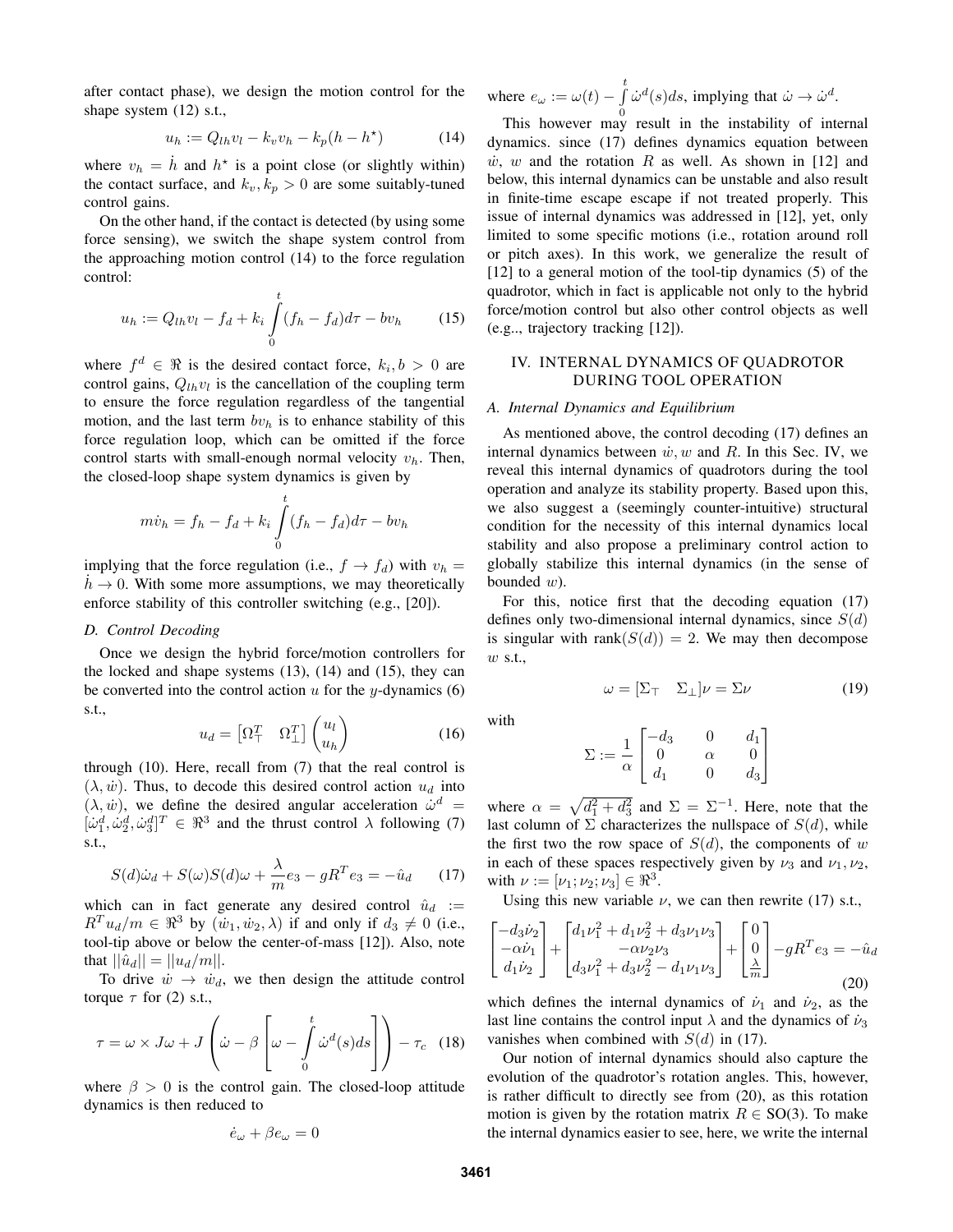after contact phase), we design the motion control for the shape system (12) s.t.,

$$u_h := Q_{lh} v_l - k_v v_h - k_p(h - h^\star) \tag{14}$$

where $v_h = \dot{h}$ and $h^\star$ is a point close (or slightly within) the contact surface, and $k_v, k_p > 0$ are some suitably-tuned control gains.

On the other hand, if the contact is detected (by using some force sensing), we switch the shape system control from the approaching motion control (14) to the force regulation control:

$$u_h := Q_{lh} v_l - f_d + k_i \int_0^t (f_h - f_d) d\tau - b v_h \tag{15}$$

where $f^d \in \Re$ is the desired contact force, $k_i, b > 0$ are control gains, $Q_{lh} v_l$ is the cancellation of the coupling term to ensure the force regulation regardless of the tangential motion, and the last term $b v_h$ is to enhance stability of this force regulation loop, which can be omitted if the force control starts with small-enough normal velocity $v_h$. Then, the closed-loop shape system dynamics is given by

$$m \dot{v}_h = f_h - f_d + k_i \int_0^t (f_h - f_d) d\tau - b v_h$$

implying that the force regulation (i.e., $f \to f_d$) with $v_h = \dot{h} \to 0$. With some more assumptions, we may theoretically enforce stability of this controller switching (e.g., [20]).

### D. Control Decoding

Once we design the hybrid force/motion controllers for the locked and shape systems (13), (14) and (15), they can be converted into the control action $u$ for the $y$-dynamics (6) s.t.,

$$u_d = \begin{bmatrix} \Omega_\top^T & \Omega_\perp^T \end{bmatrix} \begin{pmatrix} u_l \\ u_h \end{pmatrix} \tag{16}$$

through (10). Here, recall from (7) that the real control is $(\lambda, \dot{w})$. Thus, to decode this desired control action $u_d$ into $(\lambda, \dot{w})$, we define the desired angular acceleration $\dot{\omega}^d = [\dot{\omega}_1^d, \dot{\omega}_2^d, \dot{\omega}_3^d]^T \in \Re^3$ and the thrust control $\lambda$ following (7) s.t.,

$$S(d)\dot{\omega}_d + S(\omega)S(d)\omega + \frac{\lambda}{m} e_3 - g R^T e_3 = -\hat{u}_d \tag{17}$$

which can in fact generate any desired control $\hat{u}_d := R^T u_d / m \in \Re^3$ by $(\dot{w}_1, \dot{w}_2, \lambda)$ if and only if $d_3 \neq 0$ (i.e., tool-tip above or below the center-of-mass [12]). Also, note that $||\hat{u}_d|| = ||u_d/m||$.

To drive $\dot{w} \to \dot{w}_d$, we then design the attitude control torque $\tau$ for (2) s.t.,

$$\tau = \omega \times J\omega + J\left(\dot{\omega} - \beta\left[\omega - \int_0^t \dot{\omega}^d(s) ds\right]\right) - \tau_c \tag{18}$$

where $\beta > 0$ is the control gain. The closed-loop attitude dynamics is then reduced to

$$\dot{e}_\omega + \beta e_\omega = 0$$

where $e_\omega := \omega(t) - \int_0^t \dot{\omega}^d(s) ds$, implying that $\dot{\omega} \to \dot{\omega}^d$.

This however may result in the instability of internal dynamics. since (17) defines dynamics equation between $\dot{w}$, $w$ and the rotation $R$ as well. As shown in [12] and below, this internal dynamics can be unstable and also result in finite-time escape escape if not treated properly. This issue of internal dynamics was addressed in [12], yet, only limited to some specific motions (i.e., rotation around roll or pitch axes). In this work, we generalize the result of [12] to a general motion of the tool-tip dynamics (5) of the quadrotor, which in fact is applicable not only to the hybrid force/motion control but also other control objects as well (e.g.., trajectory tracking [12]).

## IV. INTERNAL DYNAMICS OF QUADROTOR DURING TOOL OPERATION

### A. Internal Dynamics and Equilibrium

As mentioned above, the control decoding (17) defines an internal dynamics between $\dot{w}, w$ and $R$. In this Sec. IV, we reveal this internal dynamics of quadrotors during the tool operation and analyze its stability property. Based upon this, we also suggest a (seemingly counter-intuitive) structural condition for the necessity of this internal dynamics local stability and also propose a preliminary control action to globally stabilize this internal dynamics (in the sense of bounded $w$).

For this, notice first that the decoding equation (17) defines only two-dimensional internal dynamics, since $S(d)$ is singular with $\text{rank}(S(d)) = 2$. We may then decompose $w$ s.t.,

$$\omega = [\Sigma_\top \quad \Sigma_\perp]\nu = \Sigma\nu \tag{19}$$

with

$$\Sigma := \frac{1}{\alpha}\begin{bmatrix} -d_3 & 0 & d_1 \\ 0 & \alpha & 0 \\ d_1 & 0 & d_3 \end{bmatrix}$$

where $\alpha = \sqrt{d_1^2 + d_3^2}$ and $\Sigma = \Sigma^{-1}$. Here, note that the last column of $\Sigma$ characterizes the nullspace of $S(d)$, while the first two the row space of $S(d)$, the components of $w$ in each of these spaces respectively given by $\nu_3$ and $\nu_1, \nu_2$, with $\nu := [\nu_1; \nu_2; \nu_3] \in \Re^3$.

Using this new variable $\nu$, we can then rewrite (17) s.t.,

$$\begin{bmatrix} -d_3\dot{\nu}_2 \\ -\alpha\dot{\nu}_1 \\ d_1\dot{\nu}_2 \end{bmatrix} + \begin{bmatrix} d_1\nu_1^2 + d_1\nu_2^2 + d_3\nu_1\nu_3 \\ -\alpha\nu_2\nu_3 \\ d_3\nu_1^2 + d_3\nu_2^2 - d_1\nu_1\nu_3 \end{bmatrix} + \begin{bmatrix} 0 \\ 0 \\ \frac{\lambda}{m} \end{bmatrix} - gR^T e_3 = -\hat{u}_d \tag{20}$$

which defines the internal dynamics of $\dot{\nu}_1$ and $\dot{\nu}_2$, as the last line contains the control input $\lambda$ and the dynamics of $\dot{\nu}_3$ vanishes when combined with $S(d)$ in (17).

Our notion of internal dynamics should also capture the evolution of the quadrotor's rotation angles. This, however, is rather difficult to directly see from (20), as this rotation motion is given by the rotation matrix $R \in \text{SO}(3)$. To make the internal dynamics easier to see, here, we write the internal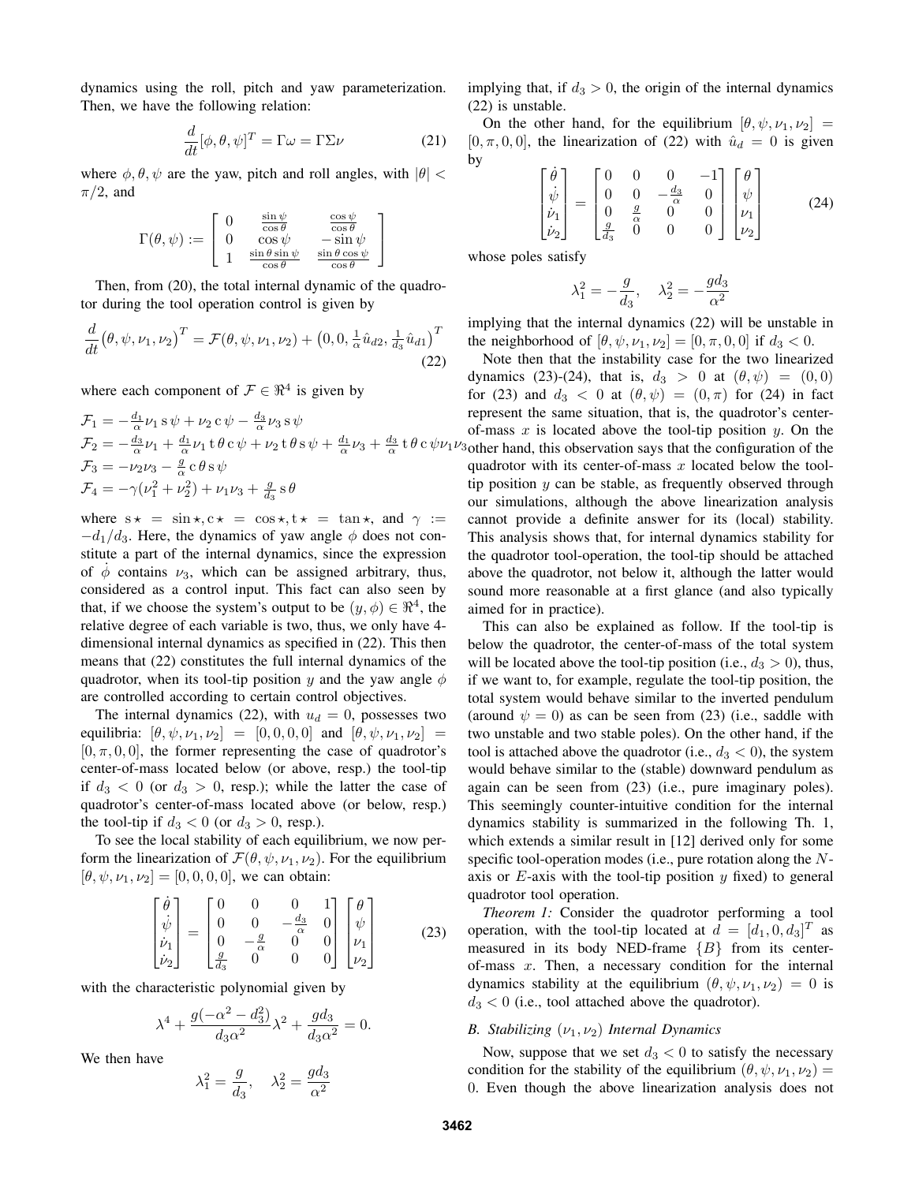dynamics using the roll, pitch and yaw parameterization. Then, we have the following relation:

$$\frac{d}{dt}[\phi, \theta, \psi]^T = \Gamma\omega = \Gamma\Sigma\nu \tag{21}$$

where $\phi, \theta, \psi$ are the yaw, pitch and roll angles, with $|\theta| < \pi/2$, and

$$\Gamma(\theta, \psi) := \begin{bmatrix} 0 & \frac{\sin\psi}{\cos\theta} & \frac{\cos\psi}{\cos\theta} \\ 0 & \cos\psi & -\sin\psi \\ 1 & \frac{\sin\theta\sin\psi}{\cos\theta} & \frac{\sin\theta\cos\psi}{\cos\theta} \end{bmatrix}$$

Then, from (20), the total internal dynamic of the quadrotor during the tool operation control is given by

$$\frac{d}{dt}\big(\theta, \psi, \nu_1, \nu_2\big)^T = \mathcal{F}(\theta, \psi, \nu_1, \nu_2) + \big(0, 0, \tfrac{1}{\alpha}\hat{u}_{d2}, \tfrac{1}{d_3}\hat{u}_{d1}\big)^T \tag{22}$$

where each component of $\mathcal{F} \in \Re^4$ is given by

$$\begin{aligned}
\mathcal{F}_1 &= -\tfrac{d_1}{\alpha}\nu_1 \,\mathrm{s}\,\psi + \nu_2 \,\mathrm{c}\,\psi - \tfrac{d_3}{\alpha}\nu_3 \,\mathrm{s}\,\psi \\
\mathcal{F}_2 &= -\tfrac{d_3}{\alpha}\nu_1 + \tfrac{d_1}{\alpha}\nu_1 \,\mathrm{t}\,\theta \,\mathrm{c}\,\psi + \nu_2 \,\mathrm{t}\,\theta \,\mathrm{s}\,\psi + \tfrac{d_1}{\alpha}\nu_3 + \tfrac{d_3}{\alpha} \,\mathrm{t}\,\theta \,\mathrm{c}\,\psi \nu_1\nu_3 \\
\mathcal{F}_3 &= -\nu_2\nu_3 - \tfrac{g}{\alpha} \,\mathrm{c}\,\theta \,\mathrm{s}\,\psi \\
\mathcal{F}_4 &= -\gamma(\nu_1^2 + \nu_2^2) + \nu_1\nu_3 + \tfrac{g}{d_3} \,\mathrm{s}\,\theta
\end{aligned}$$

where $\mathrm{s}\star = \sin\star, \mathrm{c}\star = \cos\star, \mathrm{t}\star = \tan\star$, and $\gamma := -d_1/d_3$. Here, the dynamics of yaw angle $\phi$ does not constitute a part of the internal dynamics, since the expression of $\dot{\phi}$ contains $\nu_3$, which can be assigned arbitrary, thus, considered as a control input. This fact can also seen by that, if we choose the system's output to be $(y, \phi) \in \Re^4$, the relative degree of each variable is two, thus, we only have 4-dimensional internal dynamics as specified in (22). This then means that (22) constitutes the full internal dynamics of the quadrotor, when its tool-tip position $y$ and the yaw angle $\phi$ are controlled according to certain control objectives.

The internal dynamics (22), with $u_d = 0$, possesses two equilibria: $[\theta, \psi, \nu_1, \nu_2] = [0, 0, 0, 0]$ and $[\theta, \psi, \nu_1, \nu_2] = [0, \pi, 0, 0]$, the former representing the case of quadrotor's center-of-mass located below (or above, resp.) the tool-tip if $d_3 < 0$ (or $d_3 > 0$, resp.); while the latter the case of quadrotor's center-of-mass located above (or below, resp.) the tool-tip if $d_3 < 0$ (or $d_3 > 0$, resp.).

To see the local stability of each equilibrium, we now perform the linearization of $\mathcal{F}(\theta, \psi, \nu_1, \nu_2)$. For the equilibrium $[\theta, \psi, \nu_1, \nu_2] = [0, 0, 0, 0]$, we can obtain:

$$\begin{bmatrix} \dot{\theta} \\ \dot{\psi} \\ \dot{\nu}_1 \\ \dot{\nu}_2 \end{bmatrix} = \begin{bmatrix} 0 & 0 & 0 & 1 \\ 0 & 0 & -\frac{d_3}{\alpha} & 0 \\ 0 & -\frac{g}{\alpha} & 0 & 0 \\ \frac{g}{d_3} & 0 & 0 & 0 \end{bmatrix} \begin{bmatrix} \theta \\ \psi \\ \nu_1 \\ \nu_2 \end{bmatrix} \tag{23}$$

with the characteristic polynomial given by

$$\lambda^4 + \frac{g(-\alpha^2 - d_3^2)}{d_3\alpha^2}\lambda^2 + \frac{gd_3}{d_3\alpha^2} = 0.$$

We then have

$$\lambda_1^2 = \frac{g}{d_3}, \quad \lambda_2^2 = \frac{gd_3}{\alpha^2}$$

implying that, if $d_3 > 0$, the origin of the internal dynamics (22) is unstable.

On the other hand, for the equilibrium $[\theta, \psi, \nu_1, \nu_2] = [0, \pi, 0, 0]$, the linearization of (22) with $\hat{u}_d = 0$ is given by

$$\begin{bmatrix} \dot{\theta} \\ \dot{\psi} \\ \dot{\nu}_1 \\ \dot{\nu}_2 \end{bmatrix} = \begin{bmatrix} 0 & 0 & 0 & -1 \\ 0 & 0 & -\frac{d_3}{\alpha} & 0 \\ 0 & \frac{g}{\alpha} & 0 & 0 \\ \frac{g}{d_3} & 0 & 0 & 0 \end{bmatrix} \begin{bmatrix} \theta \\ \psi \\ \nu_1 \\ \nu_2 \end{bmatrix} \tag{24}$$

whose poles satisfy

$$\lambda_1^2 = -\frac{g}{d_3}, \quad \lambda_2^2 = -\frac{gd_3}{\alpha^2}$$

implying that the internal dynamics (22) will be unstable in the neighborhood of $[\theta, \psi, \nu_1, \nu_2] = [0, \pi, 0, 0]$ if $d_3 < 0$.

Note then that the instability case for the two linearized dynamics (23)-(24), that is, $d_3 > 0$ at $(\theta, \psi) = (0, 0)$ for (23) and $d_3 < 0$ at $(\theta, \psi) = (0, \pi)$ for (24) in fact represent the same situation, that is, the quadrotor's center-of-mass $x$ is located above the tool-tip position $y$. On the other hand, this observation says that the configuration of the quadrotor with its center-of-mass $x$ located below the tool-tip position $y$ can be stable, as frequently observed through our simulations, although the above linearization analysis cannot provide a definite answer for its (local) stability. This analysis shows that, for internal dynamics stability for the quadrotor tool-operation, the tool-tip should be attached above the quadrotor, not below it, although the latter would sound more reasonable at a first glance (and also typically aimed for in practice).

This can also be explained as follow. If the tool-tip is below the quadrotor, the center-of-mass of the total system will be located above the tool-tip position (i.e., $d_3 > 0$), thus, if we want to, for example, regulate the tool-tip position, the total system would behave similar to the inverted pendulum (around $\psi = 0$) as can be seen from (23) (i.e., saddle with two unstable and two stable poles). On the other hand, if the tool is attached above the quadrotor (i.e., $d_3 < 0$), the system would behave similar to the (stable) downward pendulum as again can be seen from (23) (i.e., pure imaginary poles). This seemingly counter-intuitive condition for the internal dynamics stability is summarized in the following Th. 1, which extends a similar result in [12] derived only for some specific tool-operation modes (i.e., pure rotation along the $N$-axis or $E$-axis with the tool-tip position $y$ fixed) to general quadrotor tool operation.

*Theorem 1:* Consider the quadrotor performing a tool operation, with the tool-tip located at $d = [d_1, 0, d_3]^T$ as measured in its body NED-frame $\{B\}$ from its center-of-mass $x$. Then, a necessary condition for the internal dynamics stability at the equilibrium $(\theta, \psi, \nu_1, \nu_2) = 0$ is $d_3 < 0$ (i.e., tool attached above the quadrotor).

### B. Stabilizing $(\nu_1, \nu_2)$ Internal Dynamics

Now, suppose that we set $d_3 < 0$ to satisfy the necessary condition for the stability of the equilibrium $(\theta, \psi, \nu_1, \nu_2) = 0$. Even though the above linearization analysis does not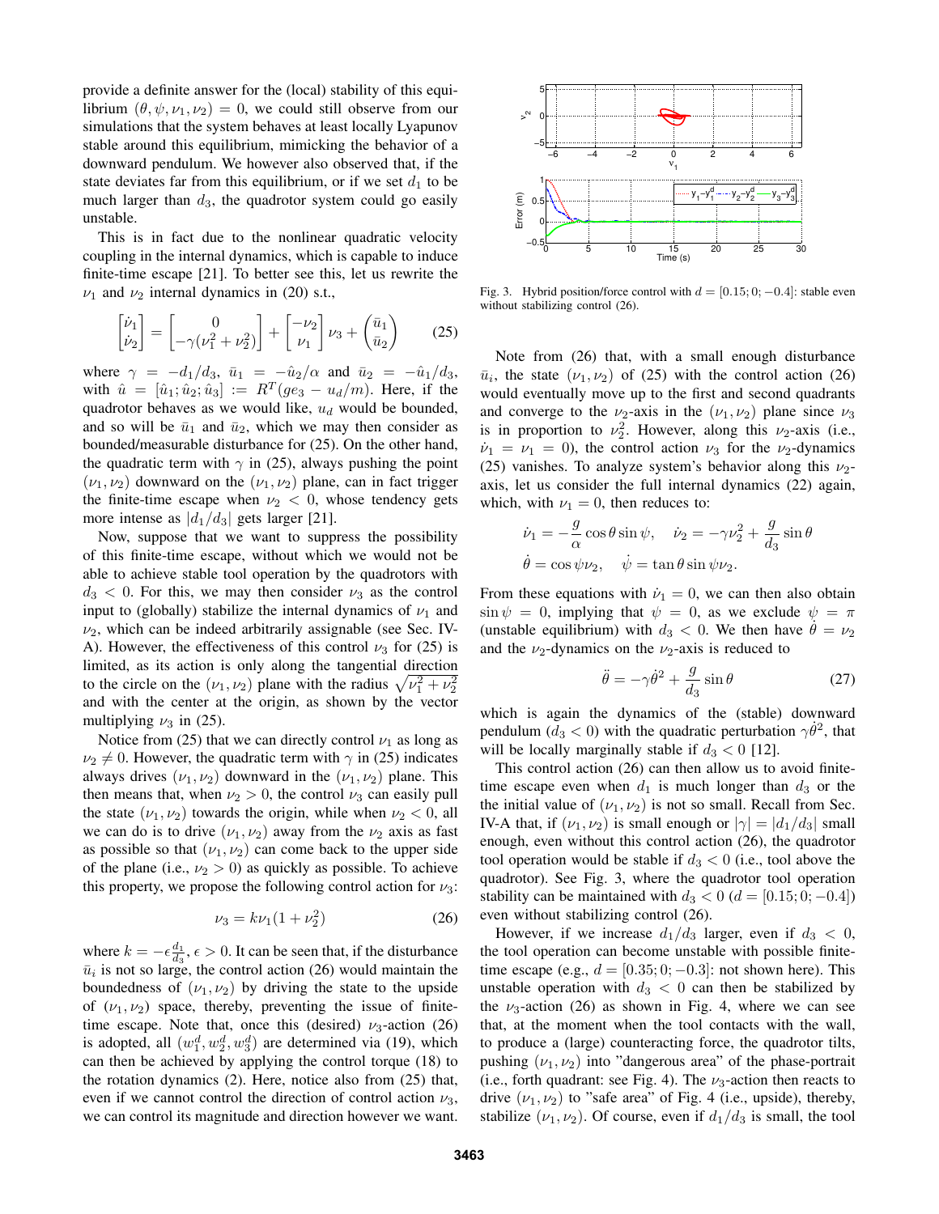provide a definite answer for the (local) stability of this equilibrium $(\theta, \psi, \nu_1, \nu_2) = 0$, we could still observe from our simulations that the system behaves at least locally Lyapunov stable around this equilibrium, mimicking the behavior of a downward pendulum. We however also observed that, if the state deviates far from this equilibrium, or if we set $d_1$ to be much larger than $d_3$, the quadrotor system could go easily unstable.

This is in fact due to the nonlinear quadratic velocity coupling in the internal dynamics, which is capable to induce finite-time escape [21]. To better see this, let us rewrite the $\nu_1$ and $\nu_2$ internal dynamics in (20) s.t.,

$$\begin{bmatrix} \dot{\nu}_1 \\ \dot{\nu}_2 \end{bmatrix} = \begin{bmatrix} 0 \\ -\gamma(\nu_1^2 + \nu_2^2) \end{bmatrix} + \begin{bmatrix} -\nu_2 \\ \nu_1 \end{bmatrix} \nu_3 + \begin{pmatrix} \bar{u}_1 \\ \bar{u}_2 \end{pmatrix} \tag{25}$$

where $\gamma = -d_1/d_3$, $\bar{u}_1 = -\hat{u}_2/\alpha$ and $\bar{u}_2 = -\hat{u}_1/d_3$, with $\hat{u} = [\hat{u}_1; \hat{u}_2; \hat{u}_3] := R^T(ge_3 - u_d/m)$. Here, if the quadrotor behaves as we would like, $u_d$ would be bounded, and so will be $\bar{u}_1$ and $\bar{u}_2$, which we may then consider as bounded/measurable disturbance for (25). On the other hand, the quadratic term with $\gamma$ in (25), always pushing the point $(\nu_1, \nu_2)$ downward on the $(\nu_1, \nu_2)$ plane, can in fact trigger the finite-time escape when $\nu_2 < 0$, whose tendency gets more intense as $|d_1/d_3|$ gets larger [21].

Now, suppose that we want to suppress the possibility of this finite-time escape, without which we would not be able to achieve stable tool operation by the quadrotors with $d_3 < 0$. For this, we may then consider $\nu_3$ as the control input to (globally) stabilize the internal dynamics of $\nu_1$ and $\nu_2$, which can be indeed arbitrarily assignable (see Sec. IV-A). However, the effectiveness of this control $\nu_3$ for (25) is limited, as its action is only along the tangential direction to the circle on the $(\nu_1, \nu_2)$ plane, with the radius $\sqrt{\nu_1^2 + \nu_2^2}$ and with the center at the origin, as shown by the vector multiplying $\nu_3$ in (25).

Notice from (25) that we can directly control $\nu_1$ as long as $\nu_2 \neq 0$. However, the quadratic term with $\gamma$ in (25) indicates always drives $(\nu_1, \nu_2)$ downward in the $(\nu_1, \nu_2)$ plane. This then means that, when $\nu_2 > 0$, the control $\nu_3$ can easily pull the state $(\nu_1, \nu_2)$ towards the origin, while when $\nu_2 < 0$, all we can do is to drive $(\nu_1, \nu_2)$ away from the $\nu_2$ axis as fast as possible so that $(\nu_1, \nu_2)$ can come back to the upper side of the plane (i.e., $\nu_2 > 0$) as quickly as possible. To achieve this property, we propose the following control action for $\nu_3$:

$$\nu_3 = k\nu_1(1 + \nu_2^2) \tag{26}$$

where $k = -\epsilon \frac{d_1}{d_3}$, $\epsilon > 0$. It can be seen that, if the disturbance $\bar{u}_i$ is not so large, the control action (26) would maintain the boundedness of $(\nu_1, \nu_2)$ by driving the state to the upside of $(\nu_1, \nu_2)$ space, thereby, preventing the issue of finite-time escape. Note that, once this (desired) $\nu_3$-action (26) is adopted, all $(w_1^d, w_2^d, w_3^d)$ are determined via (19), which can then be achieved by applying the control torque (18) to the rotation dynamics (2). Here, notice also from (25) that, even if we cannot control the direction of control action $\nu_3$, we can control its magnitude and direction however we want.

Fig. 3. Hybrid position/force control with $d = [0.15; 0; -0.4]$: stable even without stabilizing control (26).

Note from (26) that, with a small enough disturbance $\bar{u}_i$, the state $(\nu_1, \nu_2)$ of (25) with the control action (26) would eventually move up to the first and second quadrants and converge to the $\nu_2$-axis in the $(\nu_1, \nu_2)$ plane since $\nu_3$ is in proportion to $\nu_2^2$. However, along this $\nu_2$-axis (i.e., $\dot{\nu}_1 = \nu_1 = 0$), the control action $\nu_3$ for the $\nu_2$-dynamics (25) vanishes. To analyze system's behavior along this $\nu_2$-axis, let us consider the full internal dynamics (22) again, which, with $\nu_1 = 0$, then reduces to:

$$\dot{\nu}_1 = -\frac{g}{\alpha}\cos\theta\sin\psi, \quad \dot{\nu}_2 = -\gamma\nu_2^2 + \frac{g}{d_3}\sin\theta$$
$$\dot{\theta} = \cos\psi\nu_2, \quad \dot{\psi} = \tan\theta\sin\psi\nu_2.$$

From these equations with $\dot{\nu}_1 = 0$, we can then also obtain $\sin\psi = 0$, implying that $\psi = 0$, as we exclude $\psi = \pi$ (unstable equilibrium) with $d_3 < 0$. We then have $\dot{\theta} = \nu_2$ and the $\nu_2$-dynamics on the $\nu_2$-axis is reduced to

$$\ddot{\theta} = -\gamma\dot{\theta}^2 + \frac{g}{d_3}\sin\theta \tag{27}$$

which is again the dynamics of the (stable) downward pendulum ($d_3 < 0$) with the quadratic perturbation $\gamma\dot{\theta}^2$, that will be locally marginally stable if $d_3 < 0$ [12].

This control action (26) can then allow us to avoid finite-time escape even when $d_1$ is much longer than $d_3$ or the the initial value of $(\nu_1, \nu_2)$ is not so small. Recall from Sec. IV-A that, if $(\nu_1, \nu_2)$ is small enough or $|\gamma| = |d_1/d_3|$ small enough, even without this control action (26), the quadrotor tool operation would be stable if $d_3 < 0$ (i.e., tool above the quadrotor). See Fig. 3, where the quadrotor tool operation stability can be maintained with $d_3 < 0$ ($d = [0.15; 0; -0.4]$) even without stabilizing control (26).

However, if we increase $d_1/d_3$ larger, even if $d_3 < 0$, the tool operation can become unstable with possible finite-time escape (e.g., $d = [0.35; 0; -0.3]$: not shown here). This unstable operation with $d_3 < 0$ can then be stabilized by the $\nu_3$-action (26) as shown in Fig. 4, where we can see that, at the moment when the tool contacts with the wall, to produce a (large) counteracting force, the quadrotor tilts, pushing $(\nu_1, \nu_2)$ into "dangerous area" of the phase-portrait (i.e., forth quadrant: see Fig. 4). The $\nu_3$-action then reacts to drive $(\nu_1, \nu_2)$ to "safe area" of Fig. 4 (i.e., upside), thereby, stabilize $(\nu_1, \nu_2)$. Of course, even if $d_1/d_3$ is small, the tool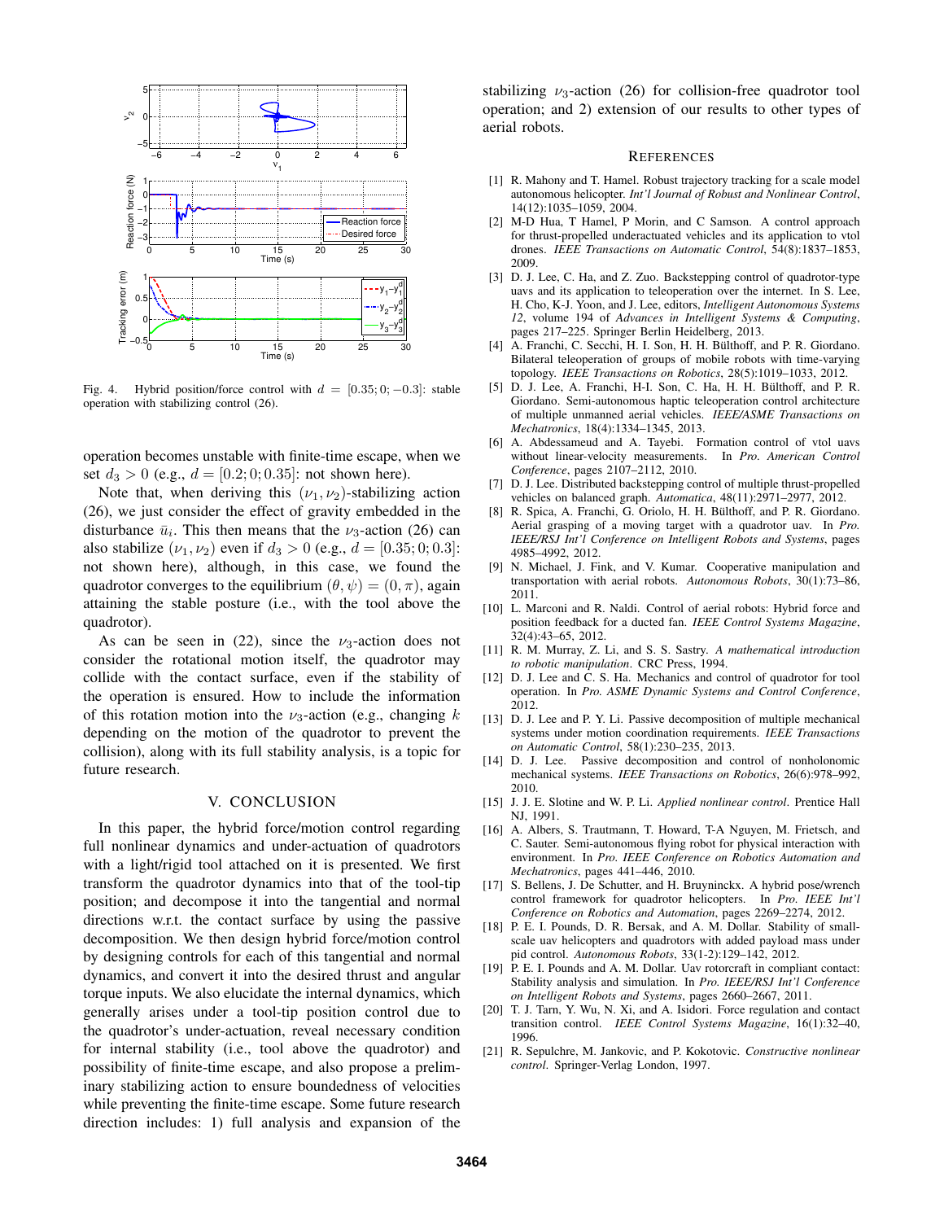$\nu_2$
5
0
−5
−6 −4 −2 0 2 4 6
$\nu_1$

Reaction force (N)
1
0
−1
−2
−3
0 5 10 15 20 25 30
Time (s)
Reaction force
Desired force

Tracking error (m)
1
0.5
0
−0.5
0 5 10 15 20 25 30
Time (s)
$y_1-y_1^d$
$y_2-y_2^d$
$y_3-y_3^d$

Fig. 4. Hybrid position/force control with $d = [0.35; 0; -0.3]$: stable operation with stabilizing control (26).

operation becomes unstable with finite-time escape, when we set $d_3 > 0$ (e.g., $d = [0.2; 0; 0.35]$: not shown here).

Note that, when deriving this $(\nu_1, \nu_2)$-stabilizing action (26), we just consider the effect of gravity embedded in the disturbance $\bar{u}_i$. This then means that the $\nu_3$-action (26) can also stabilize $(\nu_1, \nu_2)$ even if $d_3 > 0$ (e.g., $d = [0.35; 0; 0.3]$: not shown here), although, in this case, we found the quadrotor converges to the equilibrium $(\theta, \psi) = (0, \pi)$, again attaining the stable posture (i.e., with the tool above the quadrotor).

As can be seen in (22), since the $\nu_3$-action does not consider the rotational motion itself, the quadrotor may collide with the contact surface, even if the stability of the operation is ensured. How to include the information of this rotation motion into the $\nu_3$-action (e.g., changing $k$ depending on the motion of the quadrotor to prevent the collision), along with its full stability analysis, is a topic for future research.

## V. CONCLUSION

In this paper, the hybrid force/motion control regarding full nonlinear dynamics and under-actuation of quadrotors with a light/rigid tool attached on it is presented. We first transform the quadrotor dynamics into that of the tool-tip position; and decompose it into the tangential and normal directions w.r.t. the contact surface by using the passive decomposition. We then design hybrid force/motion control by designing controls for each of this tangential and normal dynamics, and convert it into the desired thrust and angular torque inputs. We also elucidate the internal dynamics, which generally arises under a tool-tip position control due to the quadrotor's under-actuation, reveal necessary condition for internal stability (i.e., tool above the quadrotor) and possibility of finite-time escape, and also propose a preliminary stabilizing action to ensure boundedness of velocities while preventing the finite-time escape. Some future research direction includes: 1) full analysis and expansion of the stabilizing $\nu_3$-action (26) for collision-free quadrotor tool operation; and 2) extension of our results to other types of aerial robots.

## REFERENCES

[1] R. Mahony and T. Hamel. Robust trajectory tracking for a scale model autonomous helicopter. *Int'l Journal of Robust and Nonlinear Control*, 14(12):1035–1059, 2004.

[2] M-D Hua, T Hamel, P Morin, and C Samson. A control approach for thrust-propelled underactuated vehicles and its application to vtol drones. *IEEE Transactions on Automatic Control*, 54(8):1837–1853, 2009.

[3] D. J. Lee, C. Ha, and Z. Zuo. Backstepping control of quadrotor-type uavs and its application to teleoperation over the internet. In S. Lee, H. Cho, K-J. Yoon, and J. Lee, editors, *Intelligent Autonomous Systems 12*, volume 194 of *Advances in Intelligent Systems & Computing*, pages 217–225. Springer Berlin Heidelberg, 2013.

[4] A. Franchi, C. Secchi, H. I. Son, H. H. Bülthoff, and P. R. Giordano. Bilateral teleoperation of groups of mobile robots with time-varying topology. *IEEE Transactions on Robotics*, 28(5):1019–1033, 2012.

[5] D. J. Lee, A. Franchi, H-I. Son, C. Ha, H. H. Bülthoff, and P. R. Giordano. Semi-autonomous haptic teleoperation control architecture of multiple unmanned aerial vehicles. *IEEE/ASME Transactions on Mechatronics*, 18(4):1334–1345, 2013.

[6] A. Abdessameud and A. Tayebi. Formation control of vtol uavs without linear-velocity measurements. In *Pro. American Control Conference*, pages 2107–2112, 2010.

[7] D. J. Lee. Distributed backstepping control of multiple thrust-propelled vehicles on balanced graph. *Automatica*, 48(11):2971–2977, 2012.

[8] R. Spica, A. Franchi, G. Oriolo, H. H. Bülthoff, and P. R. Giordano. Aerial grasping of a moving target with a quadrotor uav. In *Pro. IEEE/RSJ Int'l Conference on Intelligent Robots and Systems*, pages 4985–4992, 2012.

[9] N. Michael, J. Fink, and V. Kumar. Cooperative manipulation and transportation with aerial robots. *Autonomous Robots*, 30(1):73–86, 2011.

[10] L. Marconi and R. Naldi. Control of aerial robots: Hybrid force and position feedback for a ducted fan. *IEEE Control Systems Magazine*, 32(4):43–65, 2012.

[11] R. M. Murray, Z. Li, and S. S. Sastry. *A mathematical introduction to robotic manipulation*. CRC Press, 1994.

[12] D. J. Lee and C. S. Ha. Mechanics and control of quadrotor for tool operation. In *Pro. ASME Dynamic Systems and Control Conference*, 2012.

[13] D. J. Lee and P. Y. Li. Passive decomposition of multiple mechanical systems under motion coordination requirements. *IEEE Transactions on Automatic Control*, 58(1):230–235, 2013.

[14] D. J. Lee. Passive decomposition and control of nonholonomic mechanical systems. *IEEE Transactions on Robotics*, 26(6):978–992, 2010.

[15] J. J. E. Slotine and W. P. Li. *Applied nonlinear control*. Prentice Hall NJ, 1991.

[16] A. Albers, S. Trautmann, T. Howard, T-A Nguyen, M. Frietsch, and C. Sauter. Semi-autonomous flying robot for physical interaction with environment. In *Pro. IEEE Conference on Robotics Automation and Mechatronics*, pages 441–446, 2010.

[17] S. Bellens, J. De Schutter, and H. Bruyninckx. A hybrid pose/wrench control framework for quadrotor helicopters. In *Pro. IEEE Int'l Conference on Robotics and Automation*, pages 2269–2274, 2012.

[18] P. E. I. Pounds, D. R. Bersak, and A. M. Dollar. Stability of small-scale uav helicopters and quadrotors with added payload mass under pid control. *Autonomous Robots*, 33(1-2):129–142, 2012.

[19] P. E. I. Pounds and A. M. Dollar. Uav rotorcraft in compliant contact: Stability analysis and simulation. In *Pro. IEEE/RSJ Int'l Conference on Intelligent Robots and Systems*, pages 2660–2667, 2011.

[20] T. J. Tarn, Y. Wu, N. Xi, and A. Isidori. Force regulation and contact transition control. *IEEE Control Systems Magazine*, 16(1):32–40, 1996.

[21] R. Sepulchre, M. Jankovic, and P. Kokotovic. *Constructive nonlinear control*. Springer-Verlag London, 1997.